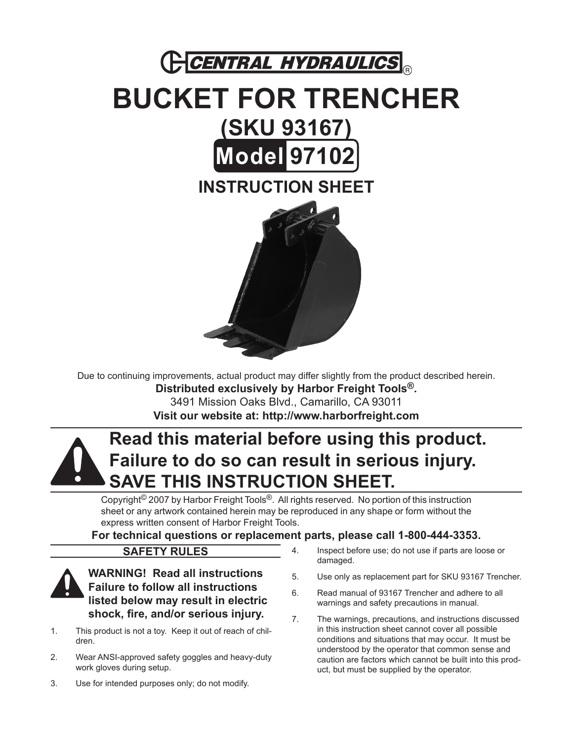CENTRAL HYDRAULICS®

# BUCKET FOR TRENCHER

## (SKU 93167)

## Model 97102

## INSTRUCTION SHEET

Due to continuing improvements, actual product may differ slightly from the product described herein.

**Distributed exclusively by Harbor Freight Tools®.**

3491 Mission Oaks Blvd., Camarillo, CA 93011

**Visit our website at: http://www.harborfreight.com**

**Read this material before using this product. Failure to do so can result in serious injury. SAVE THIS INSTRUCTION SHEET.**

Copyright© 2007 by Harbor Freight Tools®. All rights reserved. No portion of this instruction sheet or any artwork contained herein may be reproduced in any shape or form without the express written consent of Harbor Freight Tools.

**For technical questions or replacement parts, please call 1-800-444-3353.**

## SAFETY RULES

**WARNING! Read all instructions Failure to follow all instructions listed below may result in electric shock, fire, and/or serious injury.**

1. This product is not a toy. Keep it out of reach of children.
2. Wear ANSI-approved safety goggles and heavy-duty work gloves during setup.
3. Use for intended purposes only; do not modify.
4. Inspect before use; do not use if parts are loose or damaged.
5. Use only as replacement part for SKU 93167 Trencher.
6. Read manual of 93167 Trencher and adhere to all warnings and safety precautions in manual.
7. The warnings, precautions, and instructions discussed in this instruction sheet cannot cover all possible conditions and situations that may occur. It must be understood by the operator that common sense and caution are factors which cannot be built into this product, but must be supplied by the operator.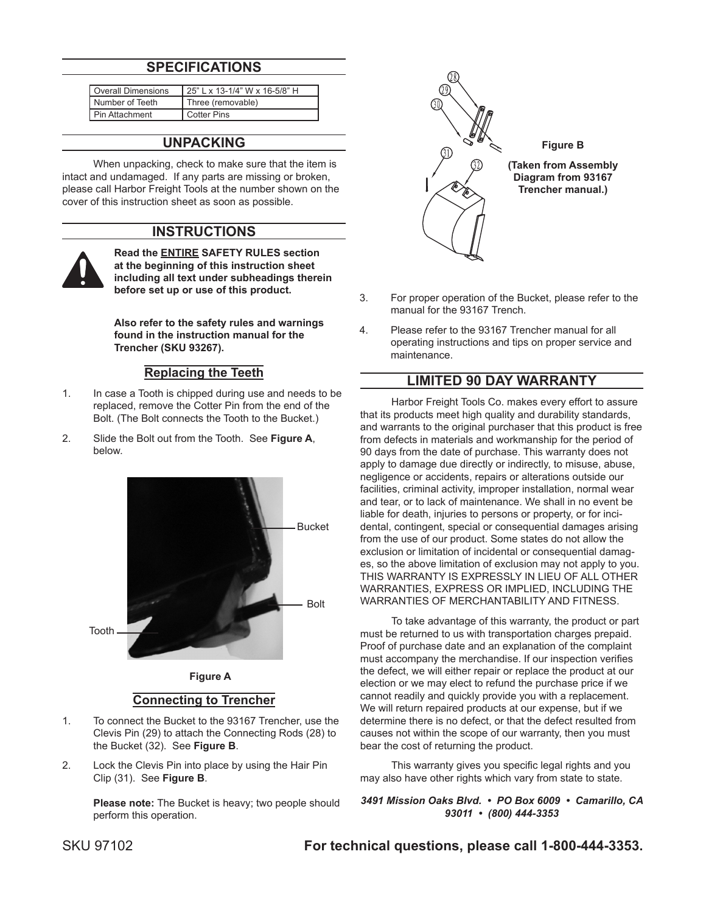## SPECIFICATIONS

| | |
|---|---|
| Overall Dimensions | 25" L x 13-1/4" W x 16-5/8" H |
| Number of Teeth | Three (removable) |
| Pin Attachment | Cotter Pins |

## UNPACKING

When unpacking, check to make sure that the item is intact and undamaged. If any parts are missing or broken, please call Harbor Freight Tools at the number shown on the cover of this instruction sheet as soon as possible.

## INSTRUCTIONS

**Read the ENTIRE SAFETY RULES section at the beginning of this instruction sheet including all text under subheadings therein before set up or use of this product.**

**Also refer to the safety rules and warnings found in the instruction manual for the Trencher (SKU 93267).**

### Replacing the Teeth

1. In case a Tooth is chipped during use and needs to be replaced, remove the Cotter Pin from the end of the Bolt. (The Bolt connects the Tooth to the Bucket.)
2. Slide the Bolt out from the Tooth. See **Figure A**, below.

Bucket

Bolt

Tooth

**Figure A**

### Connecting to Trencher

1. To connect the Bucket to the 93167 Trencher, use the Clevis Pin (29) to attach the Connecting Rods (28) to the Bucket (32). See **Figure B**.
2. Lock the Clevis Pin into place by using the Hair Pin Clip (31). See **Figure B**.

   **Please note:** The Bucket is heavy; two people should perform this operation.

28

29

30

31

32

**Figure B**

**(Taken from Assembly Diagram from 93167 Trencher manual.)**

3. For proper operation of the Bucket, please refer to the manual for the 93167 Trench.
4. Please refer to the 93167 Trencher manual for all operating instructions and tips on proper service and maintenance.

## LIMITED 90 DAY WARRANTY

Harbor Freight Tools Co. makes every effort to assure that its products meet high quality and durability standards, and warrants to the original purchaser that this product is free from defects in materials and workmanship for the period of 90 days from the date of purchase. This warranty does not apply to damage due directly or indirectly, to misuse, abuse, negligence or accidents, repairs or alterations outside our facilities, criminal activity, improper installation, normal wear and tear, or to lack of maintenance. We shall in no event be liable for death, injuries to persons or property, or for incidental, contingent, special or consequential damages arising from the use of our product. Some states do not allow the exclusion or limitation of incidental or consequential damages, so the above limitation of exclusion may not apply to you. THIS WARRANTY IS EXPRESSLY IN LIEU OF ALL OTHER WARRANTIES, EXPRESS OR IMPLIED, INCLUDING THE WARRANTIES OF MERCHANTABILITY AND FITNESS.

To take advantage of this warranty, the product or part must be returned to us with transportation charges prepaid. Proof of purchase date and an explanation of the complaint must accompany the merchandise. If our inspection verifies the defect, we will either repair or replace the product at our election or we may elect to refund the purchase price if we cannot readily and quickly provide you with a replacement. We will return repaired products at our expense, but if we determine there is no defect, or that the defect resulted from causes not within the scope of our warranty, then you must bear the cost of returning the product.

This warranty gives you specific legal rights and you may also have other rights which vary from state to state.

***3491 Mission Oaks Blvd. • PO Box 6009 • Camarillo, CA 93011 • (800) 444-3353***

SKU 97102 **For technical questions, please call 1-800-444-3353.**